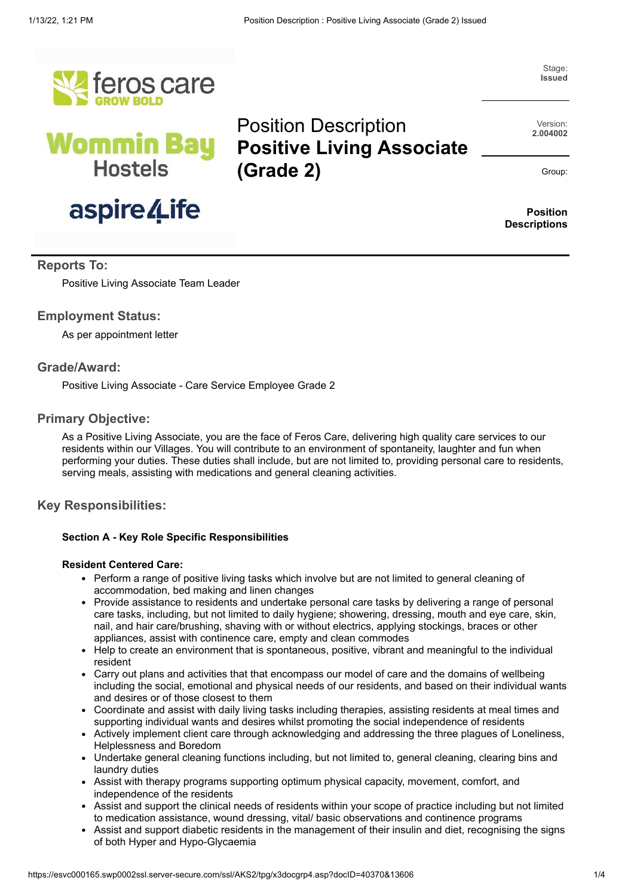feros care GROW BOLD

Wommin Bay Hostels

aspire4Life

# Position Description
# Positive Living Associate (Grade 2)

Stage: **Issued**

Version: **2.004002**

Group: **Position Descriptions**

## Reports To:

Positive Living Associate Team Leader

## Employment Status:

As per appointment letter

## Grade/Award:

Positive Living Associate - Care Service Employee Grade 2

## Primary Objective:

As a Positive Living Associate, you are the face of Feros Care, delivering high quality care services to our residents within our Villages. You will contribute to an environment of spontaneity, laughter and fun when performing your duties. These duties shall include, but are not limited to, providing personal care to residents, serving meals, assisting with medications and general cleaning activities.

## Key Responsibilities:

**Section A - Key Role Specific Responsibilities**

**Resident Centered Care:**

- Perform a range of positive living tasks which involve but are not limited to general cleaning of accommodation, bed making and linen changes
- Provide assistance to residents and undertake personal care tasks by delivering a range of personal care tasks, including, but not limited to daily hygiene; showering, dressing, mouth and eye care, skin, nail, and hair care/brushing, shaving with or without electrics, applying stockings, braces or other appliances, assist with continence care, empty and clean commodes
- Help to create an environment that is spontaneous, positive, vibrant and meaningful to the individual resident
- Carry out plans and activities that that encompass our model of care and the domains of wellbeing including the social, emotional and physical needs of our residents, and based on their individual wants and desires or of those closest to them
- Coordinate and assist with daily living tasks including therapies, assisting residents at meal times and supporting individual wants and desires whilst promoting the social independence of residents
- Actively implement client care through acknowledging and addressing the three plagues of Loneliness, Helplessness and Boredom
- Undertake general cleaning functions including, but not limited to, general cleaning, clearing bins and laundry duties
- Assist with therapy programs supporting optimum physical capacity, movement, comfort, and independence of the residents
- Assist and support the clinical needs of residents within your scope of practice including but not limited to medication assistance, wound dressing, vital/ basic observations and continence programs
- Assist and support diabetic residents in the management of their insulin and diet, recognising the signs of both Hyper and Hypo-Glycaemia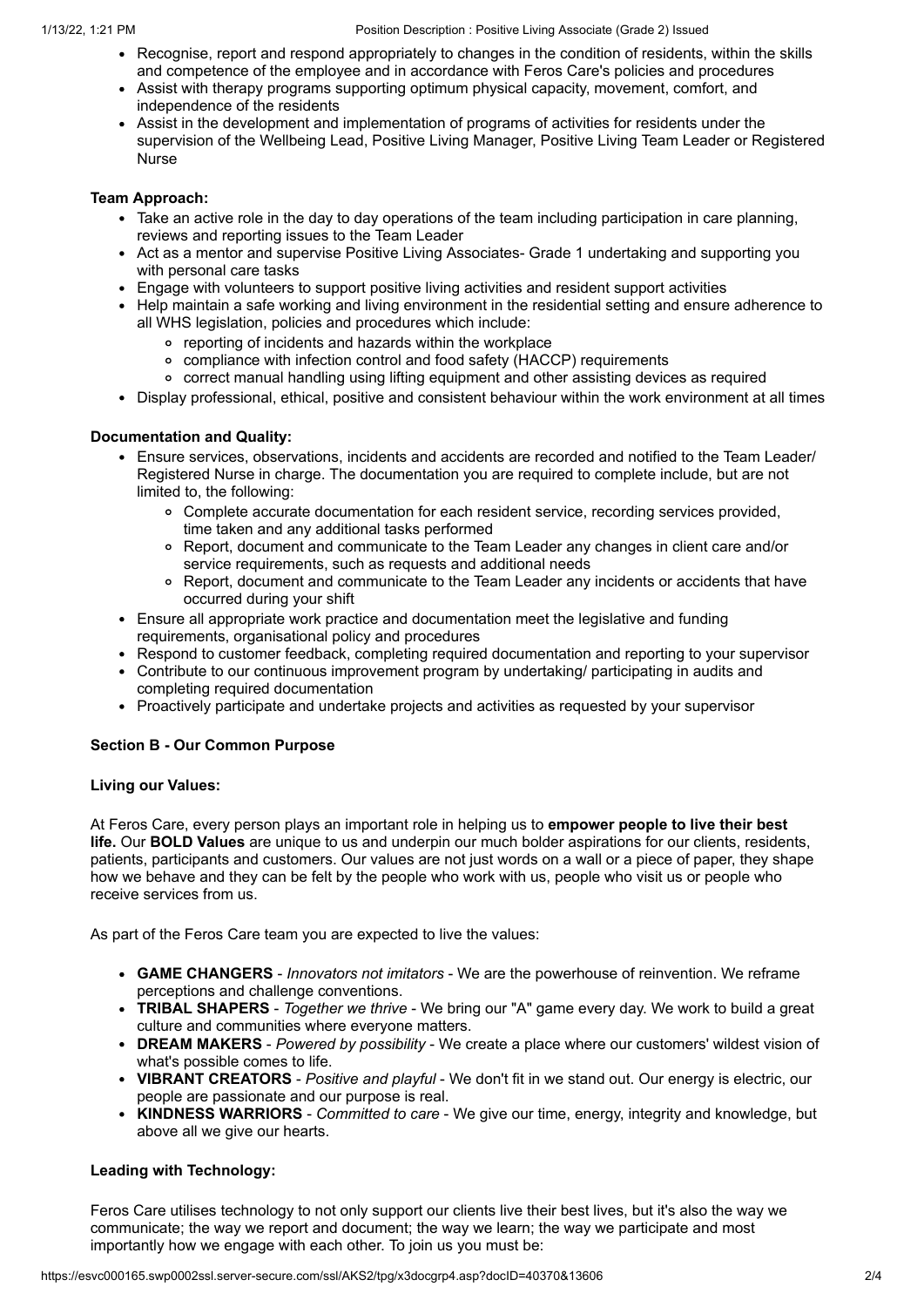- Recognise, report and respond appropriately to changes in the condition of residents, within the skills and competence of the employee and in accordance with Feros Care's policies and procedures
- Assist with therapy programs supporting optimum physical capacity, movement, comfort, and independence of the residents
- Assist in the development and implementation of programs of activities for residents under the supervision of the Wellbeing Lead, Positive Living Manager, Positive Living Team Leader or Registered Nurse

**Team Approach:**

- Take an active role in the day to day operations of the team including participation in care planning, reviews and reporting issues to the Team Leader
- Act as a mentor and supervise Positive Living Associates- Grade 1 undertaking and supporting you with personal care tasks
- Engage with volunteers to support positive living activities and resident support activities
- Help maintain a safe working and living environment in the residential setting and ensure adherence to all WHS legislation, policies and procedures which include:
  - reporting of incidents and hazards within the workplace
  - compliance with infection control and food safety (HACCP) requirements
  - correct manual handling using lifting equipment and other assisting devices as required
- Display professional, ethical, positive and consistent behaviour within the work environment at all times

**Documentation and Quality:**

- Ensure services, observations, incidents and accidents are recorded and notified to the Team Leader/ Registered Nurse in charge. The documentation you are required to complete include, but are not limited to, the following:
  - Complete accurate documentation for each resident service, recording services provided, time taken and any additional tasks performed
  - Report, document and communicate to the Team Leader any changes in client care and/or service requirements, such as requests and additional needs
  - Report, document and communicate to the Team Leader any incidents or accidents that have occurred during your shift
- Ensure all appropriate work practice and documentation meet the legislative and funding requirements, organisational policy and procedures
- Respond to customer feedback, completing required documentation and reporting to your supervisor
- Contribute to our continuous improvement program by undertaking/ participating in audits and completing required documentation
- Proactively participate and undertake projects and activities as requested by your supervisor

**Section B - Our Common Purpose**

**Living our Values:**

At Feros Care, every person plays an important role in helping us to **empower people to live their best life.** Our **BOLD Values** are unique to us and underpin our much bolder aspirations for our clients, residents, patients, participants and customers. Our values are not just words on a wall or a piece of paper, they shape how we behave and they can be felt by the people who work with us, people who visit us or people who receive services from us.

As part of the Feros Care team you are expected to live the values:

- **GAME CHANGERS** - *Innovators not imitators* - We are the powerhouse of reinvention. We reframe perceptions and challenge conventions.
- **TRIBAL SHAPERS** - *Together we thrive* - We bring our "A" game every day. We work to build a great culture and communities where everyone matters.
- **DREAM MAKERS** - *Powered by possibility* - We create a place where our customers' wildest vision of what's possible comes to life.
- **VIBRANT CREATORS** - *Positive and playful* - We don't fit in we stand out. Our energy is electric, our people are passionate and our purpose is real.
- **KINDNESS WARRIORS** - *Committed to care* - We give our time, energy, integrity and knowledge, but above all we give our hearts.

**Leading with Technology:**

Feros Care utilises technology to not only support our clients live their best lives, but it's also the way we communicate; the way we report and document; the way we learn; the way we participate and most importantly how we engage with each other. To join us you must be: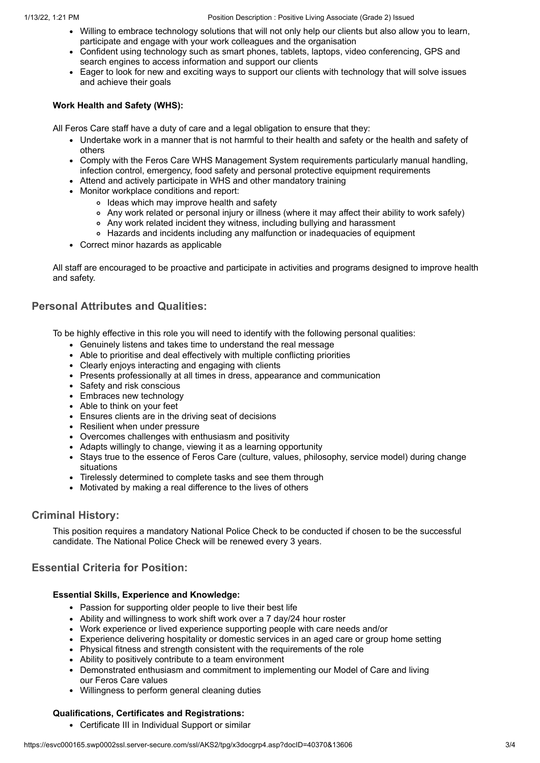- Willing to embrace technology solutions that will not only help our clients but also allow you to learn, participate and engage with your work colleagues and the organisation
- Confident using technology such as smart phones, tablets, laptops, video conferencing, GPS and search engines to access information and support our clients
- Eager to look for new and exciting ways to support our clients with technology that will solve issues and achieve their goals

**Work Health and Safety (WHS):**

All Feros Care staff have a duty of care and a legal obligation to ensure that they:

- Undertake work in a manner that is not harmful to their health and safety or the health and safety of others
- Comply with the Feros Care WHS Management System requirements particularly manual handling, infection control, emergency, food safety and personal protective equipment requirements
- Attend and actively participate in WHS and other mandatory training
- Monitor workplace conditions and report:
  - Ideas which may improve health and safety
  - Any work related or personal injury or illness (where it may affect their ability to work safely)
  - Any work related incident they witness, including bullying and harassment
  - Hazards and incidents including any malfunction or inadequacies of equipment
- Correct minor hazards as applicable

All staff are encouraged to be proactive and participate in activities and programs designed to improve health and safety.

## Personal Attributes and Qualities:

To be highly effective in this role you will need to identify with the following personal qualities:

- Genuinely listens and takes time to understand the real message
- Able to prioritise and deal effectively with multiple conflicting priorities
- Clearly enjoys interacting and engaging with clients
- Presents professionally at all times in dress, appearance and communication
- Safety and risk conscious
- Embraces new technology
- Able to think on your feet
- Ensures clients are in the driving seat of decisions
- Resilient when under pressure
- Overcomes challenges with enthusiasm and positivity
- Adapts willingly to change, viewing it as a learning opportunity
- Stays true to the essence of Feros Care (culture, values, philosophy, service model) during change situations
- Tirelessly determined to complete tasks and see them through
- Motivated by making a real difference to the lives of others

## Criminal History:

This position requires a mandatory National Police Check to be conducted if chosen to be the successful candidate. The National Police Check will be renewed every 3 years.

## Essential Criteria for Position:

**Essential Skills, Experience and Knowledge:**

- Passion for supporting older people to live their best life
- Ability and willingness to work shift work over a 7 day/24 hour roster
- Work experience or lived experience supporting people with care needs and/or
- Experience delivering hospitality or domestic services in an aged care or group home setting
- Physical fitness and strength consistent with the requirements of the role
- Ability to positively contribute to a team environment
- Demonstrated enthusiasm and commitment to implementing our Model of Care and living our Feros Care values
- Willingness to perform general cleaning duties

**Qualifications, Certificates and Registrations:**

- Certificate III in Individual Support or similar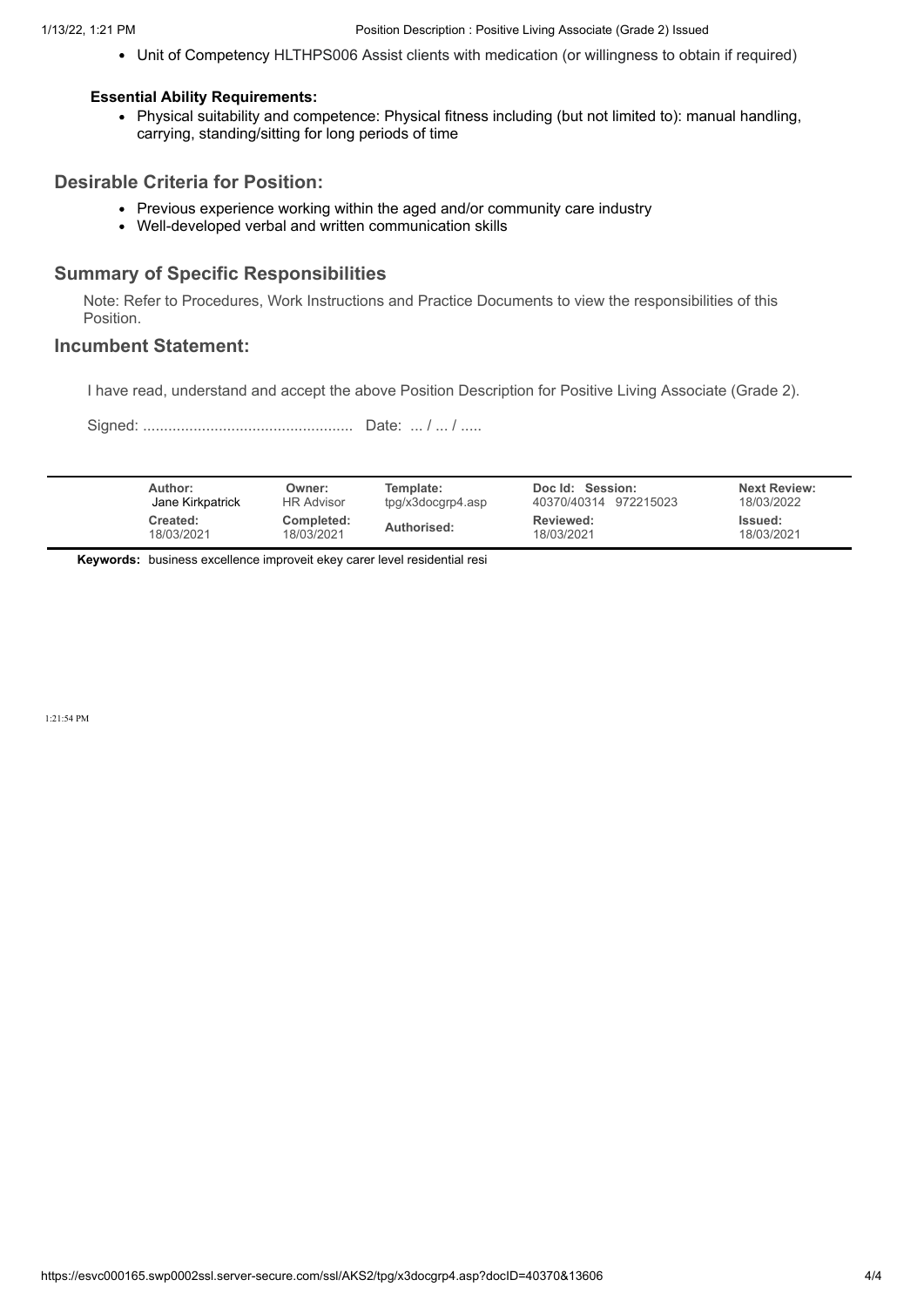- Unit of Competency HLTHPS006 Assist clients with medication (or willingness to obtain if required)

**Essential Ability Requirements:**

- Physical suitability and competence: Physical fitness including (but not limited to): manual handling, carrying, standing/sitting for long periods of time

## Desirable Criteria for Position:

- Previous experience working within the aged and/or community care industry
- Well-developed verbal and written communication skills

## Summary of Specific Responsibilities

Note: Refer to Procedures, Work Instructions and Practice Documents to view the responsibilities of this Position.

## Incumbent Statement:

I have read, understand and accept the above Position Description for Positive Living Associate (Grade 2).

Signed: .................................................. Date: ... / ... / .....

| | | | | |
|---|---|---|---|---|
| **Author:** Jane Kirkpatrick | **Owner:** HR Advisor | **Template:** tpg/x3docgrp4.asp | **Doc Id: Session:** 40370/40314 972215023 | **Next Review:** 18/03/2022 |
| **Created:** 18/03/2021 | **Completed:** 18/03/2021 | **Authorised:** | **Reviewed:** 18/03/2021 | **Issued:** 18/03/2021 |

**Keywords:** business excellence improveit ekey carer level residential resi